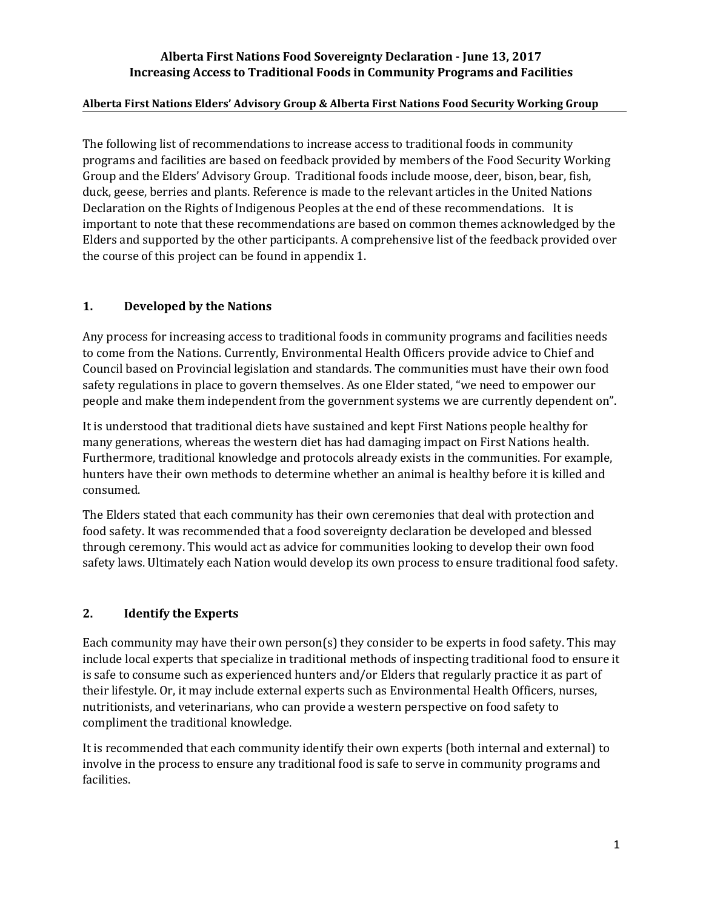# Alberta First Nations Food Sovereignty Declaration - June 13, 2017
## Increasing Access to Traditional Foods in Community Programs and Facilities

**Alberta First Nations Elders' Advisory Group & Alberta First Nations Food Security Working Group**

The following list of recommendations to increase access to traditional foods in community programs and facilities are based on feedback provided by members of the Food Security Working Group and the Elders' Advisory Group. Traditional foods include moose, deer, bison, bear, fish, duck, geese, berries and plants. Reference is made to the relevant articles in the United Nations Declaration on the Rights of Indigenous Peoples at the end of these recommendations. It is important to note that these recommendations are based on common themes acknowledged by the Elders and supported by the other participants. A comprehensive list of the feedback provided over the course of this project can be found in appendix 1.

### 1. Developed by the Nations

Any process for increasing access to traditional foods in community programs and facilities needs to come from the Nations. Currently, Environmental Health Officers provide advice to Chief and Council based on Provincial legislation and standards. The communities must have their own food safety regulations in place to govern themselves. As one Elder stated, "we need to empower our people and make them independent from the government systems we are currently dependent on".

It is understood that traditional diets have sustained and kept First Nations people healthy for many generations, whereas the western diet has had damaging impact on First Nations health. Furthermore, traditional knowledge and protocols already exists in the communities. For example, hunters have their own methods to determine whether an animal is healthy before it is killed and consumed.

The Elders stated that each community has their own ceremonies that deal with protection and food safety. It was recommended that a food sovereignty declaration be developed and blessed through ceremony. This would act as advice for communities looking to develop their own food safety laws. Ultimately each Nation would develop its own process to ensure traditional food safety.

### 2. Identify the Experts

Each community may have their own person(s) they consider to be experts in food safety. This may include local experts that specialize in traditional methods of inspecting traditional food to ensure it is safe to consume such as experienced hunters and/or Elders that regularly practice it as part of their lifestyle. Or, it may include external experts such as Environmental Health Officers, nurses, nutritionists, and veterinarians, who can provide a western perspective on food safety to compliment the traditional knowledge.

It is recommended that each community identify their own experts (both internal and external) to involve in the process to ensure any traditional food is safe to serve in community programs and facilities.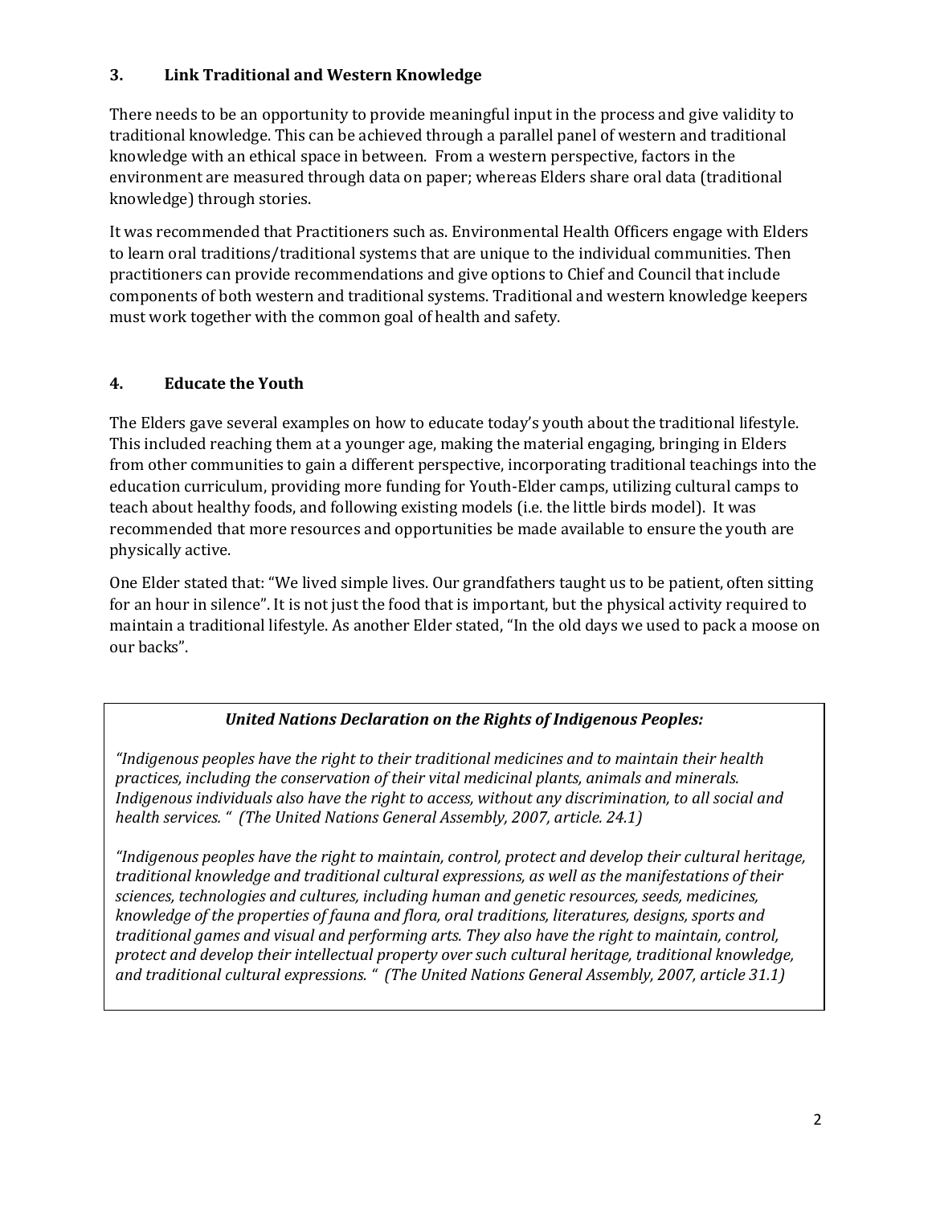### 3. Link Traditional and Western Knowledge

There needs to be an opportunity to provide meaningful input in the process and give validity to traditional knowledge. This can be achieved through a parallel panel of western and traditional knowledge with an ethical space in between. From a western perspective, factors in the environment are measured through data on paper; whereas Elders share oral data (traditional knowledge) through stories.

It was recommended that Practitioners such as. Environmental Health Officers engage with Elders to learn oral traditions/traditional systems that are unique to the individual communities. Then practitioners can provide recommendations and give options to Chief and Council that include components of both western and traditional systems. Traditional and western knowledge keepers must work together with the common goal of health and safety.

### 4. Educate the Youth

The Elders gave several examples on how to educate today's youth about the traditional lifestyle. This included reaching them at a younger age, making the material engaging, bringing in Elders from other communities to gain a different perspective, incorporating traditional teachings into the education curriculum, providing more funding for Youth-Elder camps, utilizing cultural camps to teach about healthy foods, and following existing models (i.e. the little birds model). It was recommended that more resources and opportunities be made available to ensure the youth are physically active.

One Elder stated that: "We lived simple lives. Our grandfathers taught us to be patient, often sitting for an hour in silence". It is not just the food that is important, but the physical activity required to maintain a traditional lifestyle. As another Elder stated, "In the old days we used to pack a moose on our backs".

> ***United Nations Declaration on the Rights of Indigenous Peoples:***
>
> *"Indigenous peoples have the right to their traditional medicines and to maintain their health practices, including the conservation of their vital medicinal plants, animals and minerals. Indigenous individuals also have the right to access, without any discrimination, to all social and health services. " (The United Nations General Assembly, 2007, article. 24.1)*
>
> *"Indigenous peoples have the right to maintain, control, protect and develop their cultural heritage, traditional knowledge and traditional cultural expressions, as well as the manifestations of their sciences, technologies and cultures, including human and genetic resources, seeds, medicines, knowledge of the properties of fauna and flora, oral traditions, literatures, designs, sports and traditional games and visual and performing arts. They also have the right to maintain, control, protect and develop their intellectual property over such cultural heritage, traditional knowledge, and traditional cultural expressions. " (The United Nations General Assembly, 2007, article 31.1)*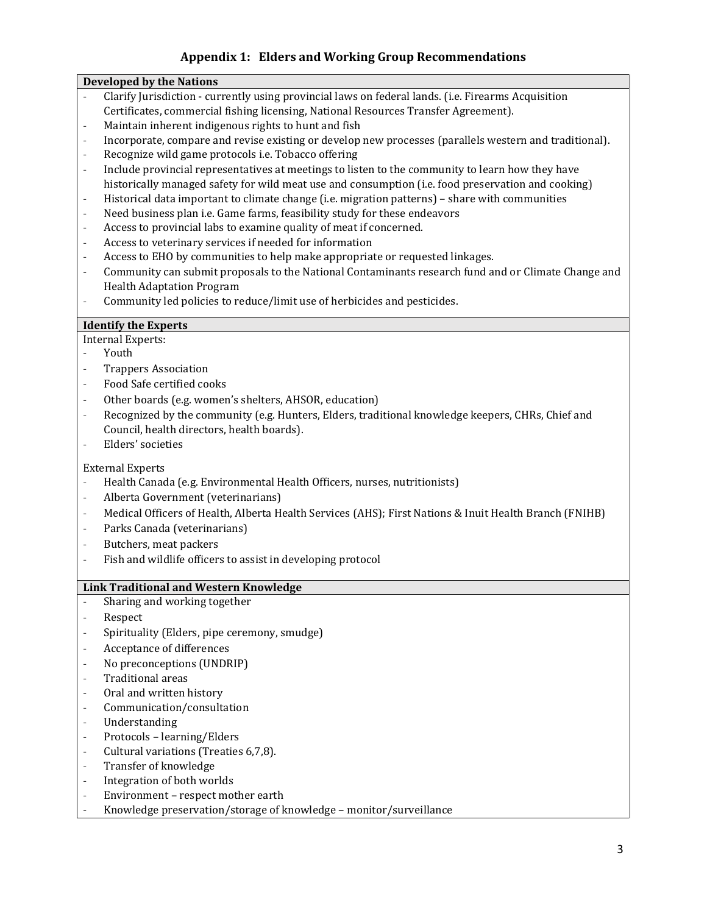## Appendix 1: Elders and Working Group Recommendations

### Developed by the Nations

- Clarify Jurisdiction - currently using provincial laws on federal lands. (i.e. Firearms Acquisition Certificates, commercial fishing licensing, National Resources Transfer Agreement).
- Maintain inherent indigenous rights to hunt and fish
- Incorporate, compare and revise existing or develop new processes (parallels western and traditional).
- Recognize wild game protocols i.e. Tobacco offering
- Include provincial representatives at meetings to listen to the community to learn how they have historically managed safety for wild meat use and consumption (i.e. food preservation and cooking)
- Historical data important to climate change (i.e. migration patterns) – share with communities
- Need business plan i.e. Game farms, feasibility study for these endeavors
- Access to provincial labs to examine quality of meat if concerned.
- Access to veterinary services if needed for information
- Access to EHO by communities to help make appropriate or requested linkages.
- Community can submit proposals to the National Contaminants research fund and or Climate Change and Health Adaptation Program
- Community led policies to reduce/limit use of herbicides and pesticides.

### Identify the Experts

Internal Experts:

- Youth
- Trappers Association
- Food Safe certified cooks
- Other boards (e.g. women's shelters, AHSOR, education)
- Recognized by the community (e.g. Hunters, Elders, traditional knowledge keepers, CHRs, Chief and Council, health directors, health boards).
- Elders' societies

External Experts

- Health Canada (e.g. Environmental Health Officers, nurses, nutritionists)
- Alberta Government (veterinarians)
- Medical Officers of Health, Alberta Health Services (AHS); First Nations & Inuit Health Branch (FNIHB)
- Parks Canada (veterinarians)
- Butchers, meat packers
- Fish and wildlife officers to assist in developing protocol

### Link Traditional and Western Knowledge

- Sharing and working together
- Respect
- Spirituality (Elders, pipe ceremony, smudge)
- Acceptance of differences
- No preconceptions (UNDRIP)
- Traditional areas
- Oral and written history
- Communication/consultation
- Understanding
- Protocols – learning/Elders
- Cultural variations (Treaties 6,7,8).
- Transfer of knowledge
- Integration of both worlds
- Environment – respect mother earth
- Knowledge preservation/storage of knowledge – monitor/surveillance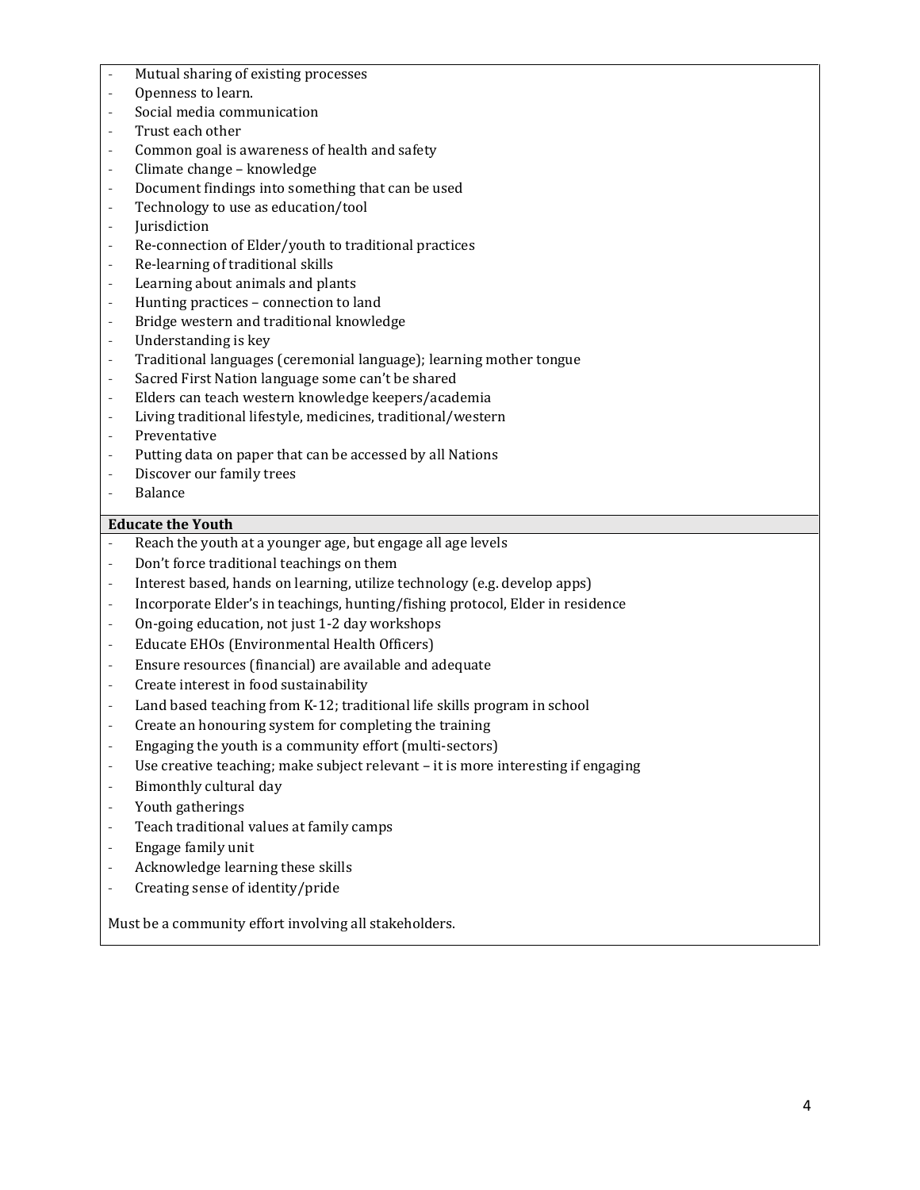- Mutual sharing of existing processes
- Openness to learn.
- Social media communication
- Trust each other
- Common goal is awareness of health and safety
- Climate change – knowledge
- Document findings into something that can be used
- Technology to use as education/tool
- Jurisdiction
- Re-connection of Elder/youth to traditional practices
- Re-learning of traditional skills
- Learning about animals and plants
- Hunting practices – connection to land
- Bridge western and traditional knowledge
- Understanding is key
- Traditional languages (ceremonial language); learning mother tongue
- Sacred First Nation language some can't be shared
- Elders can teach western knowledge keepers/academia
- Living traditional lifestyle, medicines, traditional/western
- Preventative
- Putting data on paper that can be accessed by all Nations
- Discover our family trees
- Balance

**Educate the Youth**

- Reach the youth at a younger age, but engage all age levels
- Don't force traditional teachings on them
- Interest based, hands on learning, utilize technology (e.g. develop apps)
- Incorporate Elder's in teachings, hunting/fishing protocol, Elder in residence
- On-going education, not just 1-2 day workshops
- Educate EHOs (Environmental Health Officers)
- Ensure resources (financial) are available and adequate
- Create interest in food sustainability
- Land based teaching from K-12; traditional life skills program in school
- Create an honouring system for completing the training
- Engaging the youth is a community effort (multi-sectors)
- Use creative teaching; make subject relevant – it is more interesting if engaging
- Bimonthly cultural day
- Youth gatherings
- Teach traditional values at family camps
- Engage family unit
- Acknowledge learning these skills
- Creating sense of identity/pride

Must be a community effort involving all stakeholders.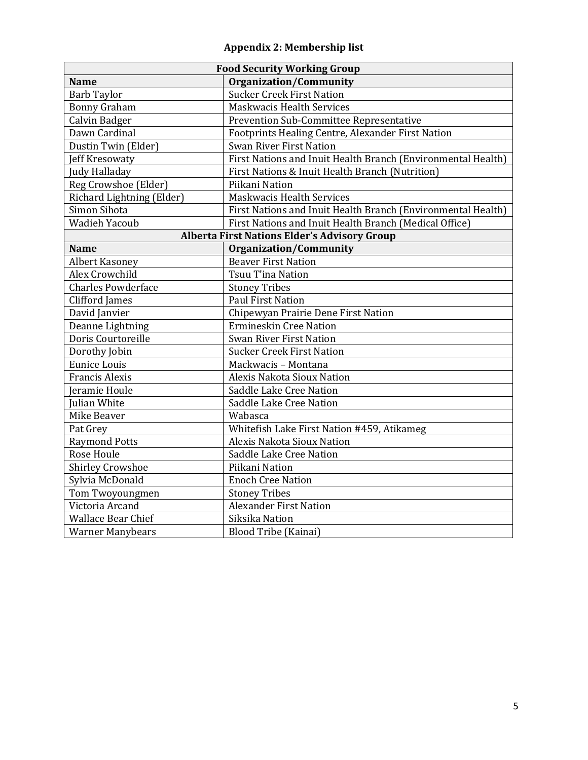## Appendix 2: Membership list

| Food Security Working Group | |
|---|---|
| **Name** | **Organization/Community** |
| Barb Taylor | Sucker Creek First Nation |
| Bonny Graham | Maskwacis Health Services |
| Calvin Badger | Prevention Sub-Committee Representative |
| Dawn Cardinal | Footprints Healing Centre, Alexander First Nation |
| Dustin Twin (Elder) | Swan River First Nation |
| Jeff Kresowaty | First Nations and Inuit Health Branch (Environmental Health) |
| Judy Halladay | First Nations & Inuit Health Branch (Nutrition) |
| Reg Crowshoe (Elder) | Piikani Nation |
| Richard Lightning (Elder) | Maskwacis Health Services |
| Simon Sihota | First Nations and Inuit Health Branch (Environmental Health) |
| Wadieh Yacoub | First Nations and Inuit Health Branch (Medical Office) |
| **Alberta First Nations Elder's Advisory Group** | |
| **Name** | **Organization/Community** |
| Albert Kasoney | Beaver First Nation |
| Alex Crowchild | Tsuu T'ina Nation |
| Charles Powderface | Stoney Tribes |
| Clifford James | Paul First Nation |
| David Janvier | Chipewyan Prairie Dene First Nation |
| Deanne Lightning | Ermineskin Cree Nation |
| Doris Courtoreille | Swan River First Nation |
| Dorothy Jobin | Sucker Creek First Nation |
| Eunice Louis | Mackwacis – Montana |
| Francis Alexis | Alexis Nakota Sioux Nation |
| Jeramie Houle | Saddle Lake Cree Nation |
| Julian White | Saddle Lake Cree Nation |
| Mike Beaver | Wabasca |
| Pat Grey | Whitefish Lake First Nation #459, Atikameg |
| Raymond Potts | Alexis Nakota Sioux Nation |
| Rose Houle | Saddle Lake Cree Nation |
| Shirley Crowshoe | Piikani Nation |
| Sylvia McDonald | Enoch Cree Nation |
| Tom Twoyoungmen | Stoney Tribes |
| Victoria Arcand | Alexander First Nation |
| Wallace Bear Chief | Siksika Nation |
| Warner Manybears | Blood Tribe (Kainai) |